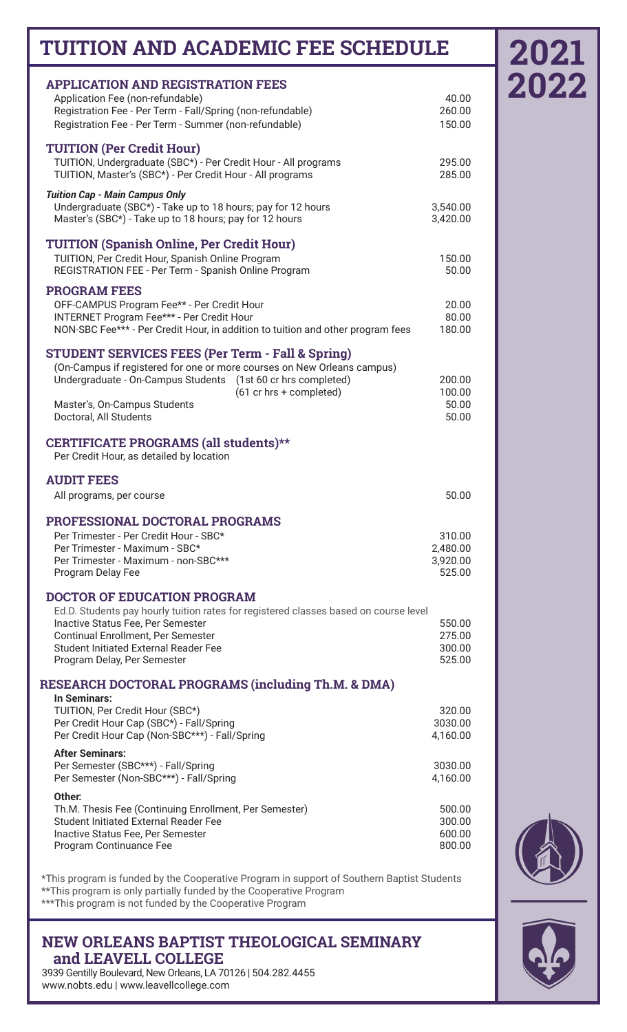# TUITION AND ACADEMIC FEE SCHEDULE

**2021 2022**

## APPLICATION AND REGISTRATION FEES

| | |
|---|---|
| Application Fee (non-refundable) | 40.00 |
| Registration Fee - Per Term - Fall/Spring (non-refundable) | 260.00 |
| Registration Fee - Per Term - Summer (non-refundable) | 150.00 |

## TUITION (Per Credit Hour)

| | |
|---|---|
| TUITION, Undergraduate (SBC*) - Per Credit Hour - All programs | 295.00 |
| TUITION, Master's (SBC*) - Per Credit Hour - All programs | 285.00 |

***Tuition Cap - Main Campus Only***

| | |
|---|---|
| Undergraduate (SBC*) - Take up to 18 hours; pay for 12 hours | 3,540.00 |
| Master's (SBC*) - Take up to 18 hours; pay for 12 hours | 3,420.00 |

## TUITION (Spanish Online, Per Credit Hour)

| | |
|---|---|
| TUITION, Per Credit Hour, Spanish Online Program | 150.00 |
| REGISTRATION FEE - Per Term - Spanish Online Program | 50.00 |

## PROGRAM FEES

| | |
|---|---|
| OFF-CAMPUS Program Fee** - Per Credit Hour | 20.00 |
| INTERNET Program Fee*** - Per Credit Hour | 80.00 |
| NON-SBC Fee*** - Per Credit Hour, in addition to tuition and other program fees | 180.00 |

## STUDENT SERVICES FEES (Per Term - Fall & Spring)

(On-Campus if registered for one or more courses on New Orleans campus)

| | | |
|---|---|---|
| Undergraduate - On-Campus Students | (1st 60 cr hrs completed) | 200.00 |
| | (61 cr hrs + completed) | 100.00 |
| Master's, On-Campus Students | | 50.00 |
| Doctoral, All Students | | 50.00 |

## CERTIFICATE PROGRAMS (all students)**

Per Credit Hour, as detailed by location

## AUDIT FEES

| | |
|---|---|
| All programs, per course | 50.00 |

## PROFESSIONAL DOCTORAL PROGRAMS

| | |
|---|---|
| Per Trimester - Per Credit Hour - SBC* | 310.00 |
| Per Trimester - Maximum - SBC* | 2,480.00 |
| Per Trimester - Maximum - non-SBC*** | 3,920.00 |
| Program Delay Fee | 525.00 |

## DOCTOR OF EDUCATION PROGRAM

Ed.D. Students pay hourly tuition rates for registered classes based on course level

| | |
|---|---|
| Inactive Status Fee, Per Semester | 550.00 |
| Continual Enrollment, Per Semester | 275.00 |
| Student Initiated External Reader Fee | 300.00 |
| Program Delay, Per Semester | 525.00 |

## RESEARCH DOCTORAL PROGRAMS (including Th.M. & DMA)

**In Seminars:**

| | |
|---|---|
| TUITION, Per Credit Hour (SBC*) | 320.00 |
| Per Credit Hour Cap (SBC*) - Fall/Spring | 3030.00 |
| Per Credit Hour Cap (Non-SBC***) - Fall/Spring | 4,160.00 |

**After Seminars:**

| | |
|---|---|
| Per Semester (SBC***) - Fall/Spring | 3030.00 |
| Per Semester (Non-SBC***) - Fall/Spring | 4,160.00 |

**Other:**

| | |
|---|---|
| Th.M. Thesis Fee (Continuing Enrollment, Per Semester) | 500.00 |
| Student Initiated External Reader Fee | 300.00 |
| Inactive Status Fee, Per Semester | 600.00 |
| Program Continuance Fee | 800.00 |

*This program is funded by the Cooperative Program in support of Southern Baptist Students
**This program is only partially funded by the Cooperative Program
***This program is not funded by the Cooperative Program

## NEW ORLEANS BAPTIST THEOLOGICAL SEMINARY and LEAVELL COLLEGE

3939 Gentilly Boulevard, New Orleans, LA 70126 | 504.282.4455
www.nobts.edu | www.leavellcollege.com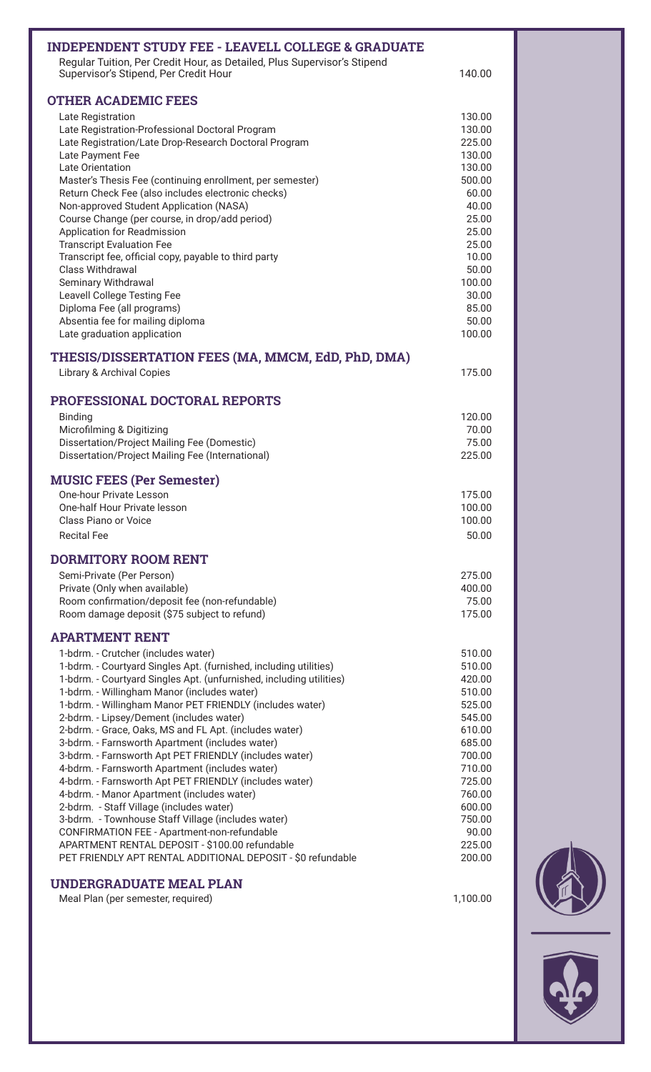## INDEPENDENT STUDY FEE - LEAVELL COLLEGE & GRADUATE

| | |
|---|---|
| Regular Tuition, Per Credit Hour, as Detailed, Plus Supervisor's Stipend Supervisor's Stipend, Per Credit Hour | 140.00 |

## OTHER ACADEMIC FEES

| | |
|---|---|
| Late Registration | 130.00 |
| Late Registration-Professional Doctoral Program | 130.00 |
| Late Registration/Late Drop-Research Doctoral Program | 225.00 |
| Late Payment Fee | 130.00 |
| Late Orientation | 130.00 |
| Master's Thesis Fee (continuing enrollment, per semester) | 500.00 |
| Return Check Fee (also includes electronic checks) | 60.00 |
| Non-approved Student Application (NASA) | 40.00 |
| Course Change (per course, in drop/add period) | 25.00 |
| Application for Readmission | 25.00 |
| Transcript Evaluation Fee | 25.00 |
| Transcript fee, official copy, payable to third party | 10.00 |
| Class Withdrawal | 50.00 |
| Seminary Withdrawal | 100.00 |
| Leavell College Testing Fee | 30.00 |
| Diploma Fee (all programs) | 85.00 |
| Absentia fee for mailing diploma | 50.00 |
| Late graduation application | 100.00 |

## THESIS/DISSERTATION FEES (MA, MMCM, EdD, PhD, DMA)

| | |
|---|---|
| Library & Archival Copies | 175.00 |

## PROFESSIONAL DOCTORAL REPORTS

| | |
|---|---|
| Binding | 120.00 |
| Microfilming & Digitizing | 70.00 |
| Dissertation/Project Mailing Fee (Domestic) | 75.00 |
| Dissertation/Project Mailing Fee (International) | 225.00 |

## MUSIC FEES (Per Semester)

| | |
|---|---|
| One-hour Private Lesson | 175.00 |
| One-half Hour Private lesson | 100.00 |
| Class Piano or Voice | 100.00 |
| Recital Fee | 50.00 |

## DORMITORY ROOM RENT

| | |
|---|---|
| Semi-Private (Per Person) | 275.00 |
| Private (Only when available) | 400.00 |
| Room confirmation/deposit fee (non-refundable) | 75.00 |
| Room damage deposit ($75 subject to refund) | 175.00 |

## APARTMENT RENT

| | |
|---|---|
| 1-bdrm. - Crutcher (includes water) | 510.00 |
| 1-bdrm. - Courtyard Singles Apt. (furnished, including utilities) | 510.00 |
| 1-bdrm. - Courtyard Singles Apt. (unfurnished, including utilities) | 420.00 |
| 1-bdrm. - Willingham Manor (includes water) | 510.00 |
| 1-bdrm. - Willingham Manor PET FRIENDLY (includes water) | 525.00 |
| 2-bdrm. - Lipsey/Dement (includes water) | 545.00 |
| 2-bdrm. - Grace, Oaks, MS and FL Apt. (includes water) | 610.00 |
| 3-bdrm. - Farnsworth Apartment (includes water) | 685.00 |
| 3-bdrm. - Farnsworth Apt PET FRIENDLY (includes water) | 700.00 |
| 4-bdrm. - Farnsworth Apartment (includes water) | 710.00 |
| 4-bdrm. - Farnsworth Apt PET FRIENDLY (includes water) | 725.00 |
| 4-bdrm. - Manor Apartment (includes water) | 760.00 |
| 2-bdrm. - Staff Village (includes water) | 600.00 |
| 3-bdrm. - Townhouse Staff Village (includes water) | 750.00 |
| CONFIRMATION FEE - Apartment-non-refundable | 90.00 |
| APARTMENT RENTAL DEPOSIT - $100.00 refundable | 225.00 |
| PET FRIENDLY APT RENTAL ADDITIONAL DEPOSIT - $0 refundable | 200.00 |

## UNDERGRADUATE MEAL PLAN

| | |
|---|---|
| Meal Plan (per semester, required) | 1,100.00 |